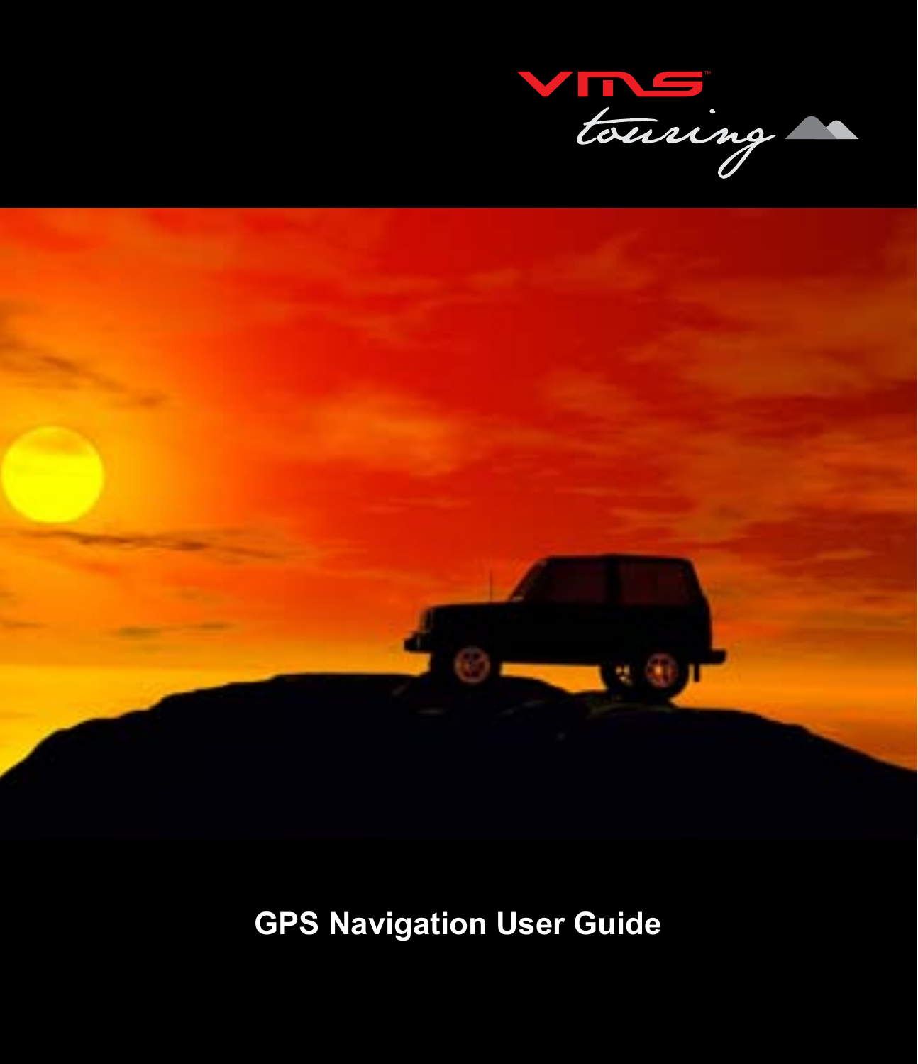VMS™ touring

# GPS Navigation User Guide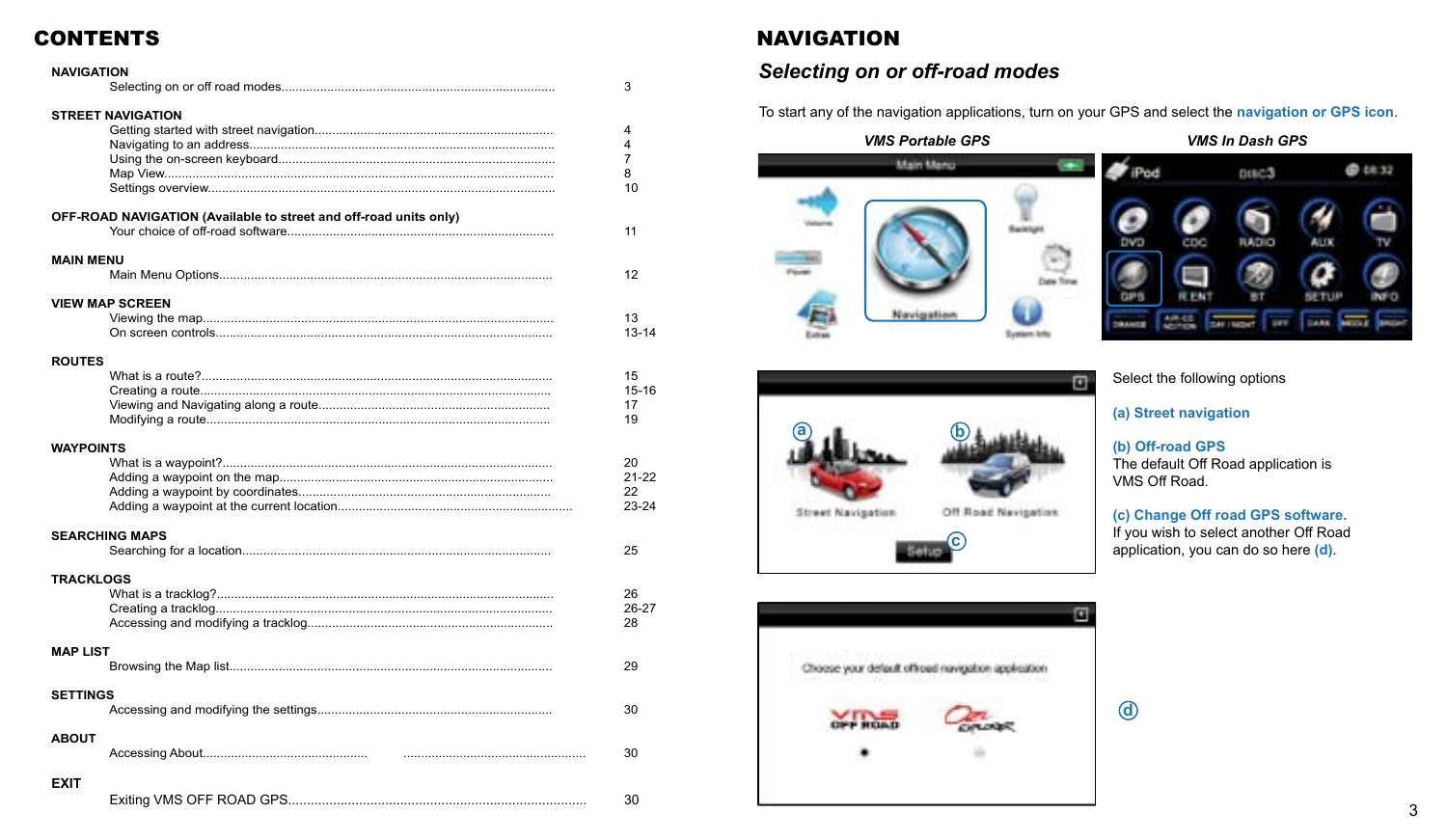# CONTENTS

**NAVIGATION**
- Selecting on or off road modes ........ 3

**STREET NAVIGATION**
- Getting started with street navigation ........ 4
- Navigating to an address ........ 4
- Using the on-screen keyboard ........ 7
- Map View ........ 8
- Settings overview ........ 10

**OFF-ROAD NAVIGATION (Available to street and off-road units only)**
- Your choice of off-road software ........ 11

**MAIN MENU**
- Main Menu Options ........ 12

**VIEW MAP SCREEN**
- Viewing the map ........ 13
- On screen controls ........ 13-14

**ROUTES**
- What is a route? ........ 15
- Creating a route ........ 15-16
- Viewing and Navigating along a route ........ 17
- Modifying a route ........ 19

**WAYPOINTS**
- What is a waypoint? ........ 20
- Adding a waypoint on the map ........ 21-22
- Adding a waypoint by coordinates ........ 22
- Adding a waypoint at the current location ........ 23-24

**SEARCHING MAPS**
- Searching for a location ........ 25

**TRACKLOGS**
- What is a tracklog? ........ 26
- Creating a tracklog ........ 26-27
- Accessing and modifying a tracklog ........ 28

**MAP LIST**
- Browsing the Map list ........ 29

**SETTINGS**
- Accessing and modifying the settings ........ 30

**ABOUT**
- Accessing About ........ 30

**EXIT**
- Exiting VMS OFF ROAD GPS ........ 30

# NAVIGATION

## *Selecting on or off-road modes*

To start any of the navigation applications, turn on your GPS and select the **navigation or GPS icon**.

***VMS Portable GPS*** ***VMS In Dash GPS***

Select the following options

**(a) Street navigation**

**(b) Off-road GPS**
The default Off Road application is VMS Off Road.

**(c) Change Off road GPS software.**
If you wish to select another Off Road application, you can do so here **(d)**.

(d)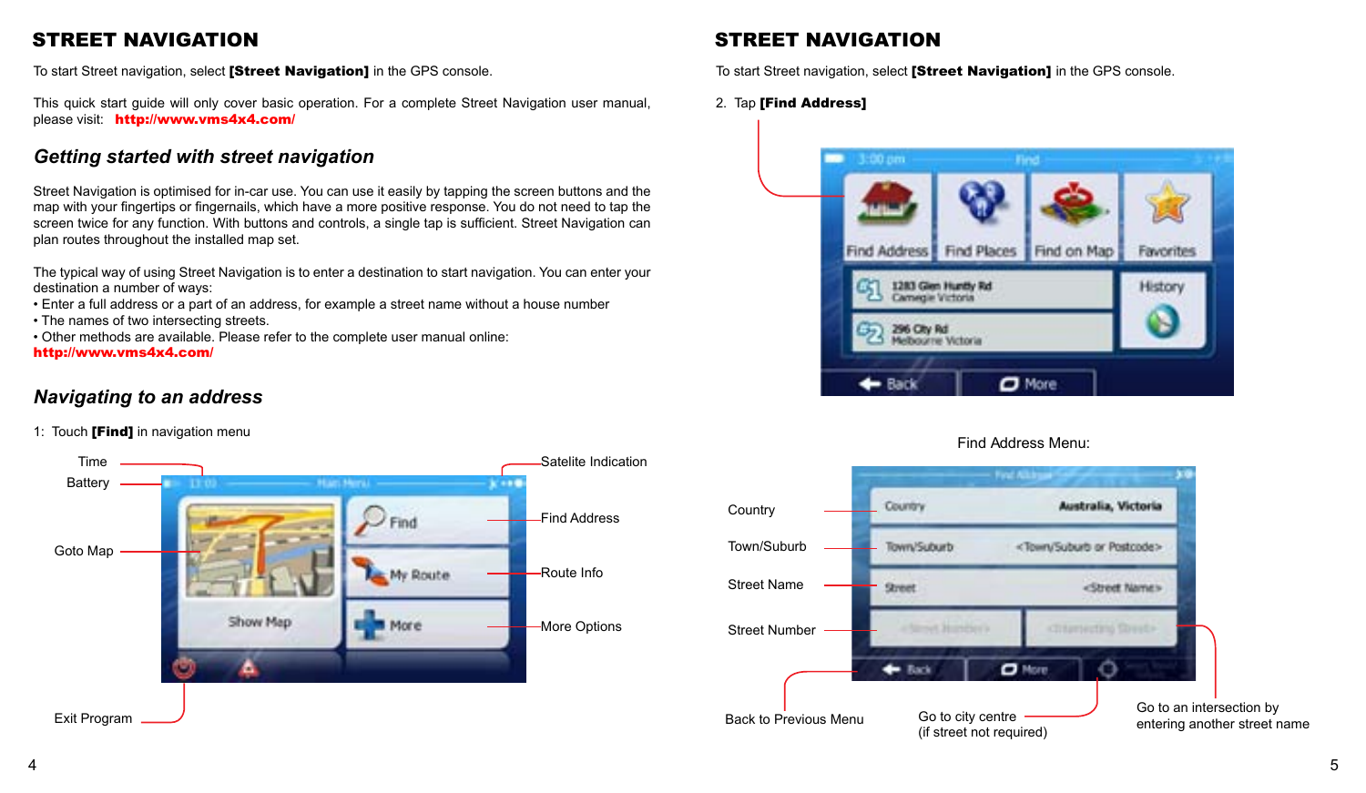# STREET NAVIGATION

To start Street navigation, select **[Street Navigation]** in the GPS console.

This quick start guide will only cover basic operation. For a complete Street Navigation user manual, please visit: **http://www.vms4x4.com/**

## *Getting started with street navigation*

Street Navigation is optimised for in-car use. You can use it easily by tapping the screen buttons and the map with your fingertips or fingernails, which have a more positive response. You do not need to tap the screen twice for any function. With buttons and controls, a single tap is sufficient. Street Navigation can plan routes throughout the installed map set.

The typical way of using Street Navigation is to enter a destination to start navigation. You can enter your destination a number of ways:

- Enter a full address or a part of an address, for example a street name without a house number
- The names of two intersecting streets.
- Other methods are available. Please refer to the complete user manual online: **http://www.vms4x4.com/**

## *Navigating to an address*

1: Touch **[Find]** in navigation menu

Time
Battery
Goto Map
Exit Program
Satelite Indication
Find Address
Route Info
More Options

# STREET NAVIGATION

To start Street navigation, select **[Street Navigation]** in the GPS console.

2. Tap **[Find Address]**

Find Address Menu:

Country
Town/Suburb
Street Name
Street Number
Back to Previous Menu
Go to city centre (if street not required)
Go to an intersection by entering another street name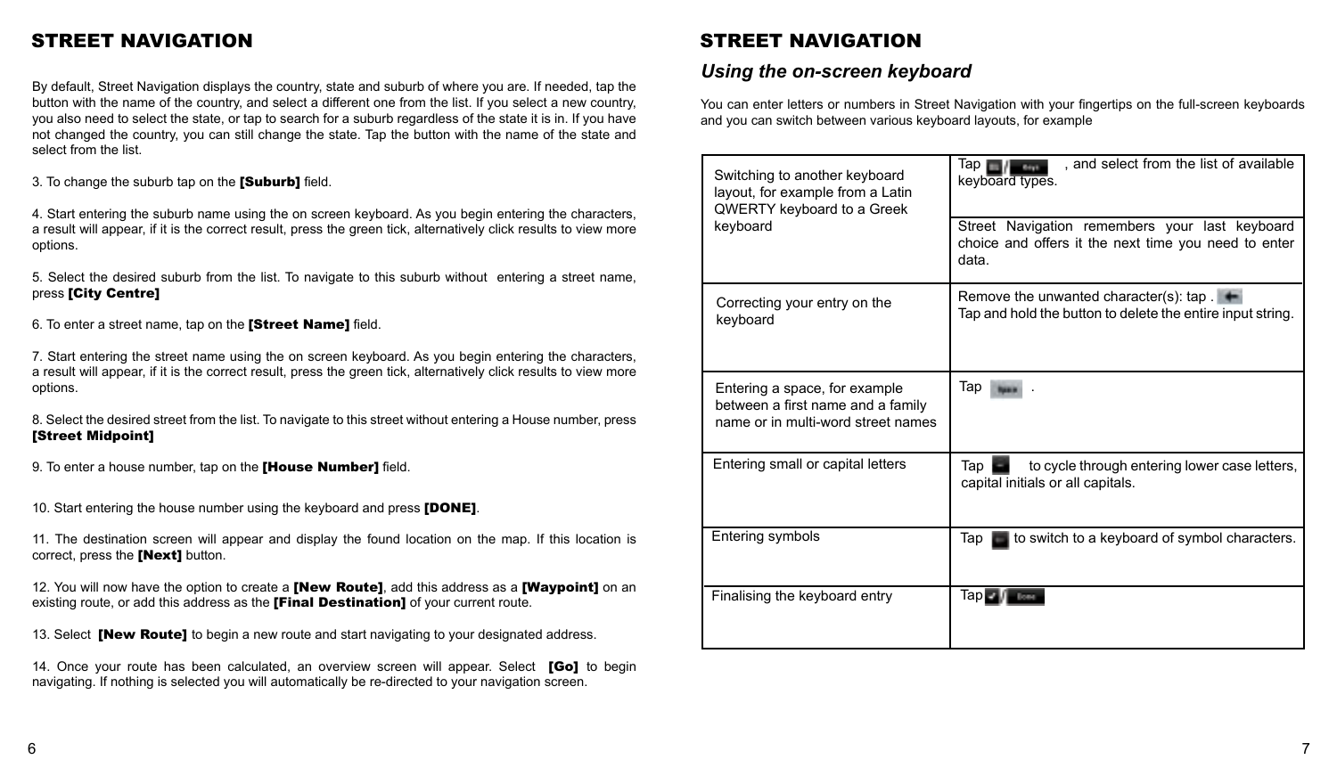# STREET NAVIGATION

By default, Street Navigation displays the country, state and suburb of where you are. If needed, tap the button with the name of the country, and select a different one from the list. If you select a new country, you also need to select the state, or tap to search for a suburb regardless of the state it is in. If you have not changed the country, you can still change the state. Tap the button with the name of the state and select from the list.

3. To change the suburb tap on the **[Suburb]** field.

4. Start entering the suburb name using the on screen keyboard. As you begin entering the characters, a result will appear, if it is the correct result, press the green tick, alternatively click results to view more options.

5. Select the desired suburb from the list. To navigate to this suburb without entering a street name, press **[City Centre]**

6. To enter a street name, tap on the **[Street Name]** field.

7. Start entering the street name using the on screen keyboard. As you begin entering the characters, a result will appear, if it is the correct result, press the green tick, alternatively click results to view more options.

8. Select the desired street from the list. To navigate to this street without entering a House number, press **[Street Midpoint]**

9. To enter a house number, tap on the **[House Number]** field.

10. Start entering the house number using the keyboard and press **[DONE]**.

11. The destination screen will appear and display the found location on the map. If this location is correct, press the **[Next]** button.

12. You will now have the option to create a **[New Route]**, add this address as a **[Waypoint]** on an existing route, or add this address as the **[Final Destination]** of your current route.

13. Select **[New Route]** to begin a new route and start navigating to your designated address.

14. Once your route has been calculated, an overview screen will appear. Select **[Go]** to begin navigating. If nothing is selected you will automatically be re-directed to your navigation screen.

# STREET NAVIGATION

## *Using the on-screen keyboard*

You can enter letters or numbers in Street Navigation with your fingertips on the full-screen keyboards and you can switch between various keyboard layouts, for example

| | |
|---|---|
| Switching to another keyboard layout, for example from a Latin QWERTY keyboard to a Greek keyboard | Tap / , and select from the list of available keyboard types.<br>Street Navigation remembers your last keyboard choice and offers it the next time you need to enter data. |
| Correcting your entry on the keyboard | Remove the unwanted character(s): tap .<br>Tap and hold the button to delete the entire input string. |
| Entering a space, for example between a first name and a family name or in multi-word street names | Tap . |
| Entering small or capital letters | Tap to cycle through entering lower case letters, capital initials or all capitals. |
| Entering symbols | Tap to switch to a keyboard of symbol characters. |
| Finalising the keyboard entry | Tap / |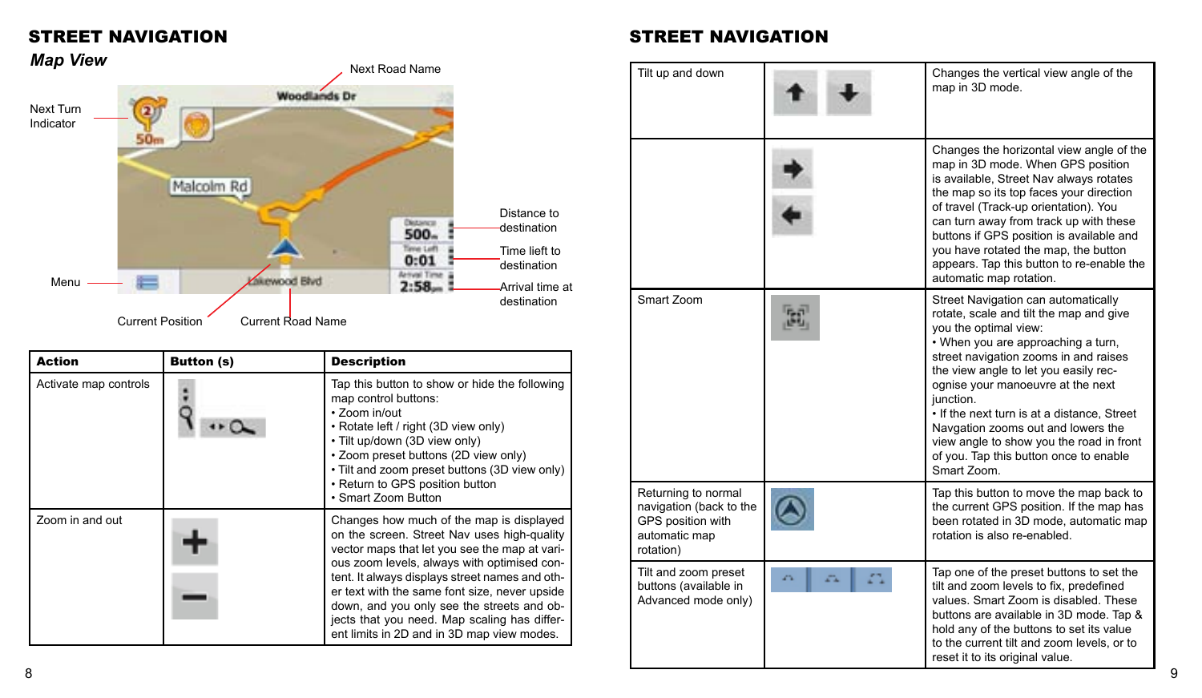# STREET NAVIGATION

## *Map View*

Next Road Name

Next Turn Indicator

Distance to destination

Time lieft to destination

Arrival time at destination

Menu

Current Position

Current Road Name

| Action | Button (s) | Description |
|---|---|---|
| Activate map controls | | Tap this button to show or hide the following map control buttons:<br>• Zoom in/out<br>• Rotate left / right (3D view only)<br>• Tilt up/down (3D view only)<br>• Zoom preset buttons (2D view only)<br>• Tilt and zoom preset buttons (3D view only)<br>• Return to GPS position button<br>• Smart Zoom Button |
| Zoom in and out | | Changes how much of the map is displayed on the screen. Street Nav uses high-quality vector maps that let you see the map at various zoom levels, always with optimised content. It always displays street names and other text with the same font size, never upside down, and you only see the streets and objects that you need. Map scaling has different limits in 2D and in 3D map view modes. |

# STREET NAVIGATION

| | | |
|---|---|---|
| Tilt up and down | | Changes the vertical view angle of the map in 3D mode. |
| | | Changes the horizontal view angle of the map in 3D mode. When GPS position is available, Street Nav always rotates the map so its top faces your direction of travel (Track-up orientation). You can turn away from track up with these buttons if GPS position is available and you have rotated the map, the button appears. Tap this button to re-enable the automatic map rotation. |
| Smart Zoom | | Street Navigation can automatically rotate, scale and tilt the map and give you the optimal view:<br>• When you are approaching a turn, street navigation zooms in and raises the view angle to let you easily recognise your manoeuvre at the next junction.<br>• If the next turn is at a distance, Street Navgation zooms out and lowers the view angle to show you the road in front of you. Tap this button once to enable Smart Zoom. |
| Returning to normal navigation (back to the GPS position with automatic map rotation) | | Tap this button to move the map back to the current GPS position. If the map has been rotated in 3D mode, automatic map rotation is also re-enabled. |
| Tilt and zoom preset buttons (available in Advanced mode only) | | Tap one of the preset buttons to set the tilt and zoom levels to fix, predefined values. Smart Zoom is disabled. These buttons are available in 3D mode. Tap & hold any of the buttons to set its value to the current tilt and zoom levels, or to reset it to its original value. |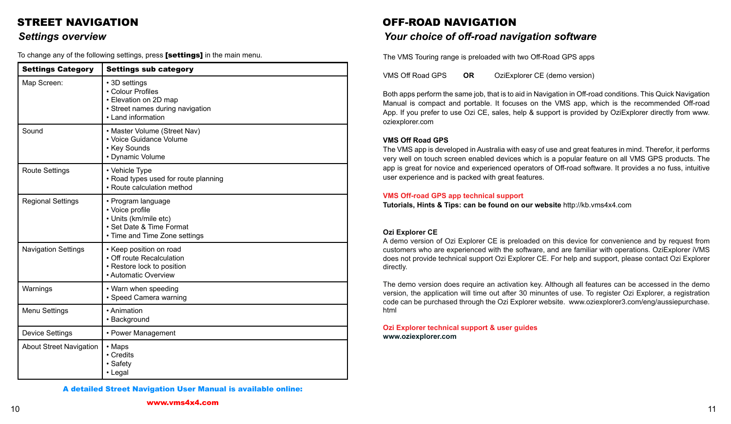# STREET NAVIGATION

## *Settings overview*

To change any of the following settings, press **[settings]** in the main menu.

| Settings Category | Settings sub category |
|---|---|
| Map Screen: | • 3D settings<br>• Colour Profiles<br>• Elevation on 2D map<br>• Street names during navigation<br>• Land information |
| Sound | • Master Volume (Street Nav)<br>• Voice Guidance Volume<br>• Key Sounds<br>• Dynamic Volume |
| Route Settings | • Vehicle Type<br>• Road types used for route planning<br>• Route calculation method |
| Regional Settings | • Program language<br>• Voice profile<br>• Units (km/mile etc)<br>• Set Date & Time Format<br>• Time and Time Zone settings |
| Navigation Settings | • Keep position on road<br>• Off route Recalculation<br>• Restore lock to position<br>• Automatic Overview |
| Warnings | • Warn when speeding<br>• Speed Camera warning |
| Menu Settings | • Animation<br>• Background |
| Device Settings | • Power Management |
| About Street Navigation | • Maps<br>• Credits<br>• Safety<br>• Legal |

**A detailed Street Navigation User Manual is available online:**

**www.vms4x4.com**

# OFF-ROAD NAVIGATION

## *Your choice of off-road navigation software*

The VMS Touring range is preloaded with two Off-Road GPS apps

VMS Off Road GPS **OR** OziExplorer CE (demo version)

Both apps perform the same job, that is to aid in Navigation in Off-road conditions. This Quick Navigation Manual is compact and portable. It focuses on the VMS app, which is the recommended Off-road App. If you prefer to use Ozi CE, sales, help & support is provided by OziExplorer directly from www.oziexplorer.com

**VMS Off Road GPS**

The VMS app is developed in Australia with easy of use and great features in mind. Therefor, it performs very well on touch screen enabled devices which is a popular feature on all VMS GPS products. The app is great for novice and experienced operators of Off-road software. It provides a no fuss, intuitive user experience and is packed with great features.

**VMS Off-road GPS app technical support**

**Tutorials, Hints & Tips: can be found on our website** http://kb.vms4x4.com

**Ozi Explorer CE**

A demo version of Ozi Explorer CE is preloaded on this device for convenience and by request from customers who are experienced with the software, and are familiar with operations. OziExplorer iVMS does not provide technical support Ozi Explorer CE. For help and support, please contact Ozi Explorer directly.

The demo version does require an activation key. Although all features can be accessed in the demo version, the application will time out after 30 minuntes of use. To register Ozi Explorer, a registration code can be purchased through the Ozi Explorer website. www.oziexplorer3.com/eng/aussiepurchase.html

**Ozi Explorer technical support & user guides**

**www.oziexplorer.com**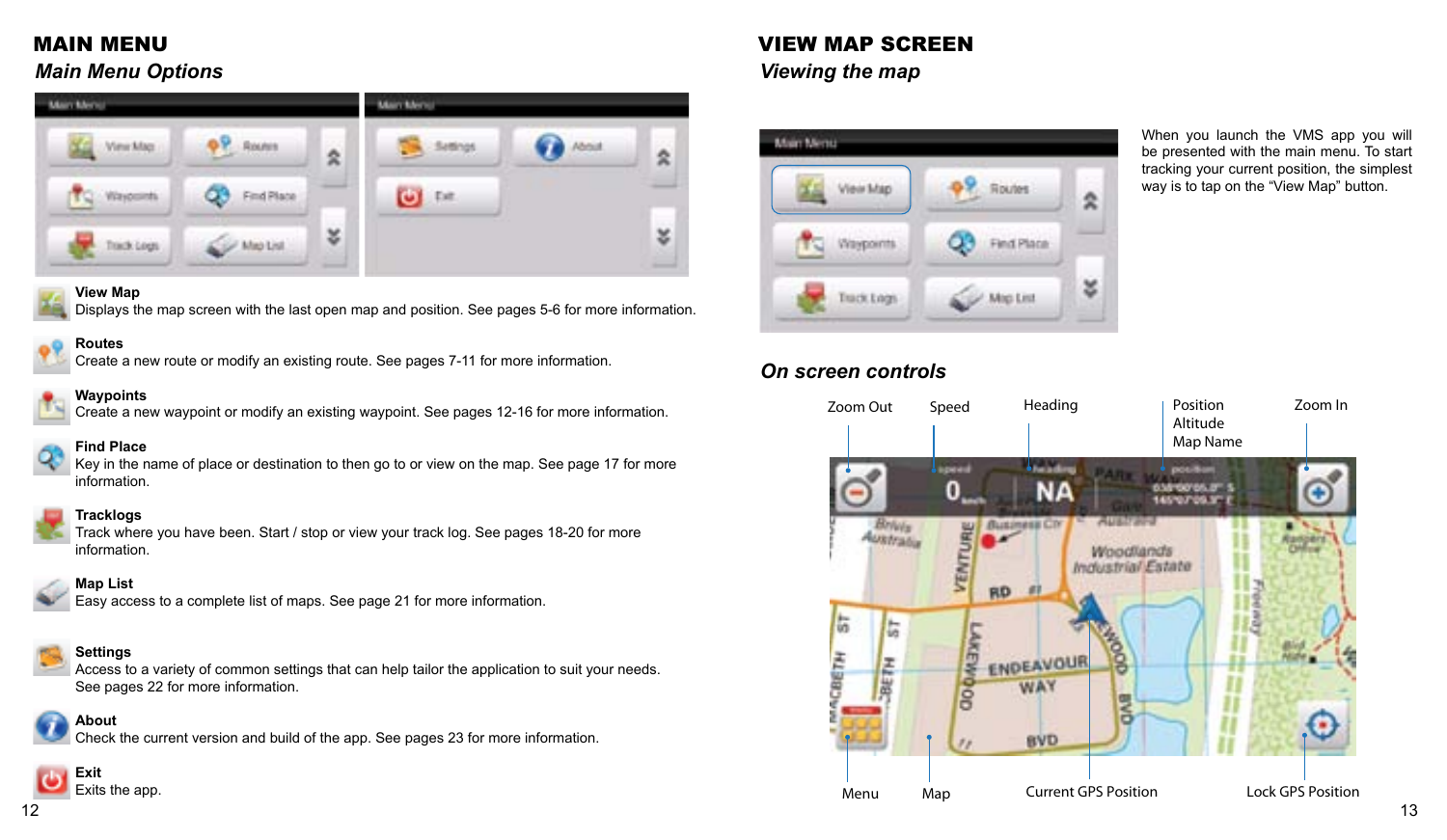# MAIN MENU

## *Main Menu Options*

**View Map**
Displays the map screen with the last open map and position. See pages 5-6 for more information.

**Routes**
Create a new route or modify an existing route. See pages 7-11 for more information.

**Waypoints**
Create a new waypoint or modify an existing waypoint. See pages 12-16 for more information.

**Find Place**
Key in the name of place or destination to then go to or view on the map. See page 17 for more information.

**Tracklogs**
Track where you have been. Start / stop or view your track log. See pages 18-20 for more information.

**Map List**
Easy access to a complete list of maps. See page 21 for more information.

**Settings**
Access to a variety of common settings that can help tailor the application to suit your needs. See pages 22 for more information.

**About**
Check the current version and build of the app. See pages 23 for more information.

**Exit**
Exits the app.

# VIEW MAP SCREEN

## *Viewing the map*

When you launch the VMS app you will be presented with the main menu. To start tracking your current position, the simplest way is to tap on the "View Map" button.

## *On screen controls*

Zoom Out, Speed, Heading, Position / Altitude / Map Name, Zoom In, Menu, Map, Current GPS Position, Lock GPS Position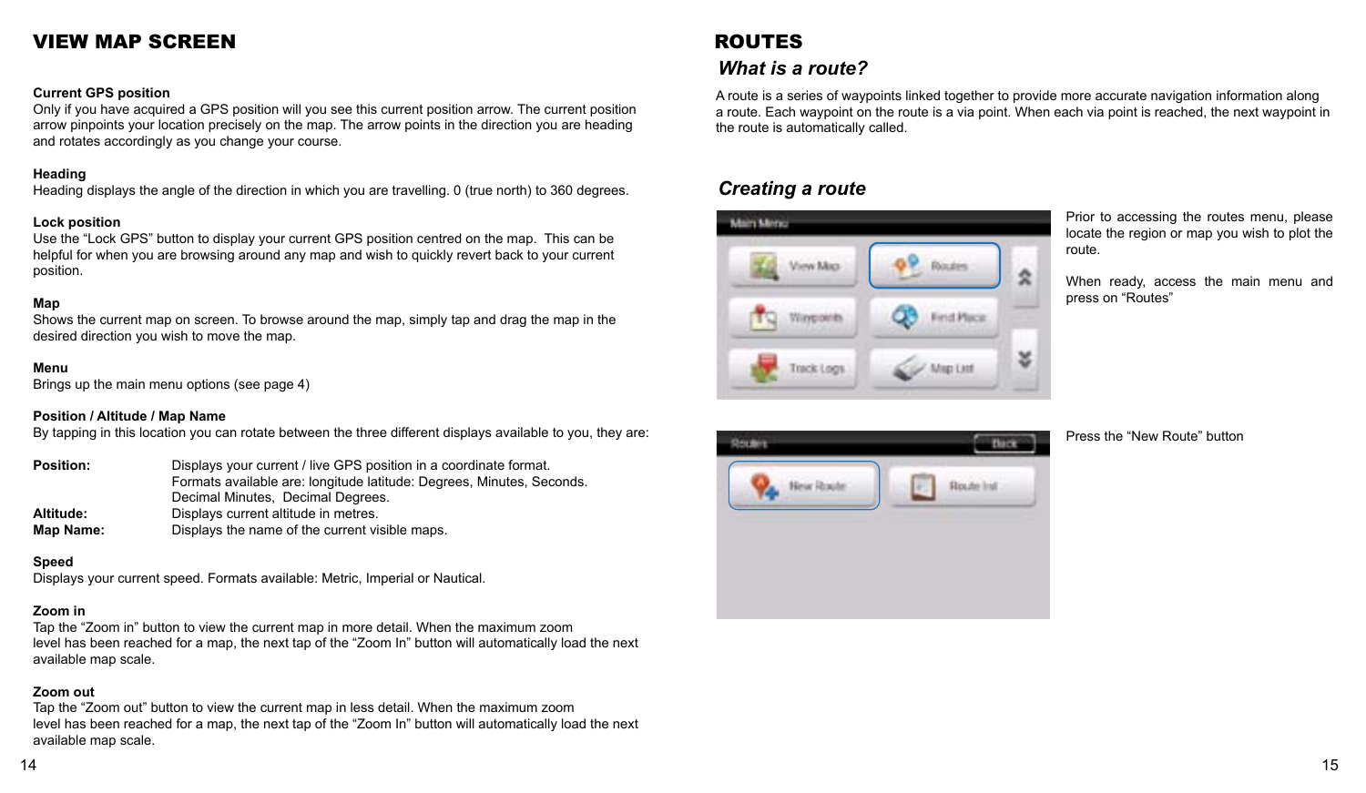# VIEW MAP SCREEN

**Current GPS position**
Only if you have acquired a GPS position will you see this current position arrow. The current position arrow pinpoints your location precisely on the map. The arrow points in the direction you are heading and rotates accordingly as you change your course.

**Heading**
Heading displays the angle of the direction in which you are travelling. 0 (true north) to 360 degrees.

**Lock position**
Use the “Lock GPS” button to display your current GPS position centred on the map. This can be helpful for when you are browsing around any map and wish to quickly revert back to your current position.

**Map**
Shows the current map on screen. To browse around the map, simply tap and drag the map in the desired direction you wish to move the map.

**Menu**
Brings up the main menu options (see page 4)

**Position / Altitude / Map Name**
By tapping in this location you can rotate between the three different displays available to you, they are:

**Position:** Displays your current / live GPS position in a coordinate format. Formats available are: longitude latitude: Degrees, Minutes, Seconds. Decimal Minutes, Decimal Degrees.
**Altitude:** Displays current altitude in metres.
**Map Name:** Displays the name of the current visible maps.

**Speed**
Displays your current speed. Formats available: Metric, Imperial or Nautical.

**Zoom in**
Tap the “Zoom in” button to view the current map in more detail. When the maximum zoom level has been reached for a map, the next tap of the “Zoom In” button will automatically load the next available map scale.

**Zoom out**
Tap the “Zoom out” button to view the current map in less detail. When the maximum zoom level has been reached for a map, the next tap of the “Zoom In” button will automatically load the next available map scale.

# ROUTES

## *What is a route?*

A route is a series of waypoints linked together to provide more accurate navigation information along a route. Each waypoint on the route is a via point. When each via point is reached, the next waypoint in the route is automatically called.

## *Creating a route*

Prior to accessing the routes menu, please locate the region or map you wish to plot the route.

When ready, access the main menu and press on “Routes”

Press the “New Route” button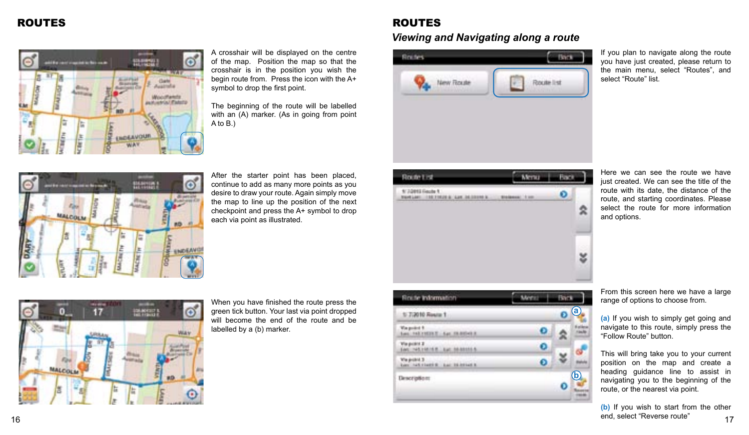# ROUTES

A crosshair will be displayed on the centre of the map. Position the map so that the crosshair is in the position you wish the begin route from. Press the icon with the A+ symbol to drop the first point.

The beginning of the route will be labelled with an (A) marker. (As in going from point A to B.)

After the starter point has been placed, continue to add as many more points as you desire to draw your route. Again simply move the map to line up the position of the next checkpoint and press the A+ symbol to drop each via point as illustrated.

When you have finished the route press the green tick button. Your last via point dropped will become the end of the route and be labelled by a (b) marker.

# ROUTES

## *Viewing and Navigating along a route*

If you plan to navigate along the route you have just created, please return to the main menu, select "Routes", and select "Route" list.

Here we can see the route we have just created. We can see the title of the route with its date, the distance of the route, and starting coordinates. Please select the route for more information and options.

From this screen here we have a large range of options to choose from.

(a) If you wish to simply get going and navigate to this route, simply press the "Follow Route" button.

This will bring take you to your current position on the map and create a heading guidance line to assist in navigating you to the beginning of the route, or the nearest via point.

(b) If you wish to start from the other end, select "Reverse route"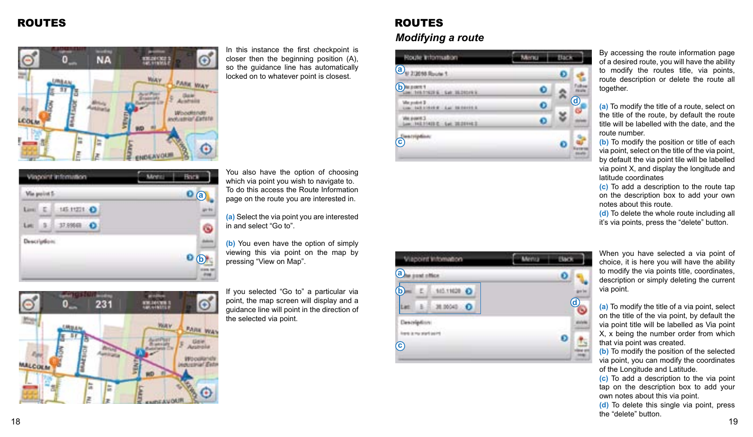# ROUTES

In this instance the first checkpoint is closer then the beginning position (A), so the guidance line has automatically locked on to whatever point is closest.

You also have the option of choosing which via point you wish to navigate to. To do this access the Route Information page on the route you are interested in.

(a) Select the via point you are interested in and select "Go to".

(b) You even have the option of simply viewing this via point on the map by pressing "View on Map".

If you selected "Go to" a particular via point, the map screen will display and a guidance line will point in the direction of the selected via point.

# ROUTES

## *Modifying a route*

By accessing the route information page of a desired route, you will have the ability to modify the routes title, via points, route description or delete the route all together.

(a) To modify the title of a route, select on the title of the route, by default the route title will be labelled with the date, and the route number.
(b) To modify the position or title of each via point, select on the title of the via point, by default the via point tile will be labelled via point X, and display the longitude and latitude coordinates
(c) To add a description to the route tap on the description box to add your own notes about this route.
(d) To delete the whole route including all it's via points, press the "delete" button.

When you have selected a via point of choice, it is here you will have the ability to modify the via points title, coordinates, description or simply deleting the current via point.

(a) To modify the title of a via point, select on the title of the via point, by default the via point title will be labelled as Via point X, x being the number order from which that via point was created.
(b) To modify the position of the selected via point, you can modify the coordinates of the Longitude and Latitude.
(c) To add a description to the via point tap on the description box to add your own notes about this via point.
(d) To delete this single via point, press the "delete" button.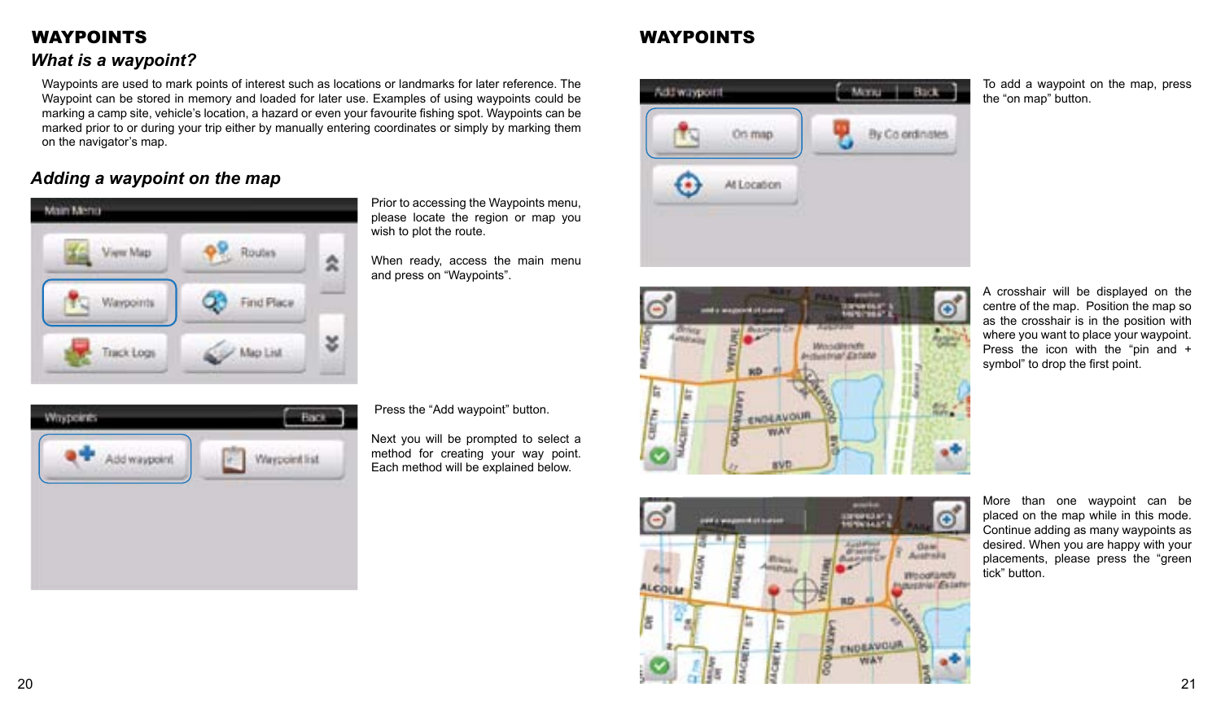# WAYPOINTS

## *What is a waypoint?*

Waypoints are used to mark points of interest such as locations or landmarks for later reference. The Waypoint can be stored in memory and loaded for later use. Examples of using waypoints could be marking a camp site, vehicle's location, a hazard or even your favourite fishing spot. Waypoints can be marked prior to or during your trip either by manually entering coordinates or simply by marking them on the navigator's map.

## *Adding a waypoint on the map*

Prior to accessing the Waypoints menu, please locate the region or map you wish to plot the route.

When ready, access the main menu and press on "Waypoints".

Press the "Add waypoint" button.

Next you will be prompted to select a method for creating your way point. Each method will be explained below.

# WAYPOINTS

To add a waypoint on the map, press the "on map" button.

A crosshair will be displayed on the centre of the map. Position the map so as the crosshair is in the position with where you want to place your waypoint. Press the icon with the "pin and + symbol" to drop the first point.

More than one waypoint can be placed on the map while in this mode. Continue adding as many waypoints as desired. When you are happy with your placements, please press the "green tick" button.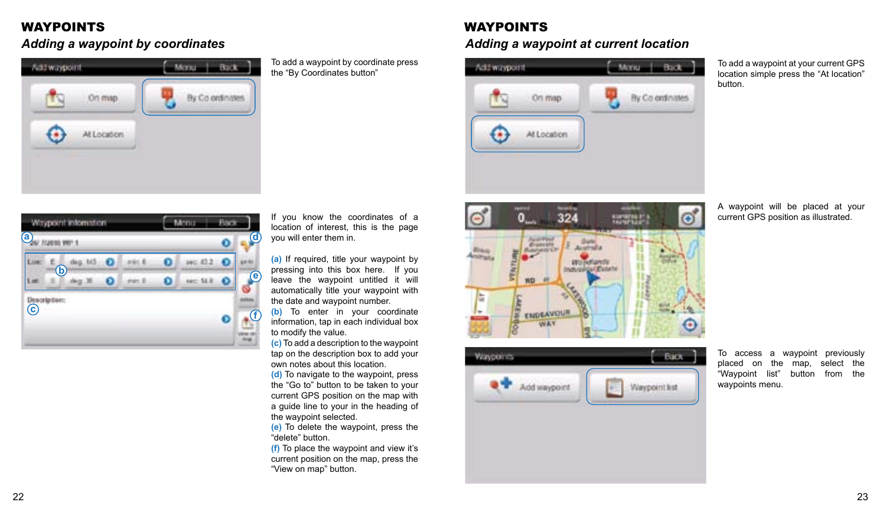# WAYPOINTS

## *Adding a waypoint by coordinates*

To add a waypoint by coordinate press the “By Coordinates button”

If you know the coordinates of a location of interest, this is the page you will enter them in.

**(a)** If required, title your waypoint by pressing into this box here. If you leave the waypoint untitled it will automatically title your waypoint with the date and waypoint number.
**(b)** To enter in your coordinate information, tap in each individual box to modify the value.
**(c)** To add a description to the waypoint tap on the description box to add your own notes about this location.
**(d)** To navigate to the waypoint, press the “Go to” button to be taken to your current GPS position on the map with a guide line to your in the heading of the waypoint selected.
**(e)** To delete the waypoint, press the “delete” button.
**(f)** To place the waypoint and view it’s current position on the map, press the “View on map” button.

# WAYPOINTS

## *Adding a waypoint at current location*

To add a waypoint at your current GPS location simple press the “At location” button.

A waypoint will be placed at your current GPS position as illustrated.

To access a waypoint previously placed on the map, select the “Waypoint list” button from the waypoints menu.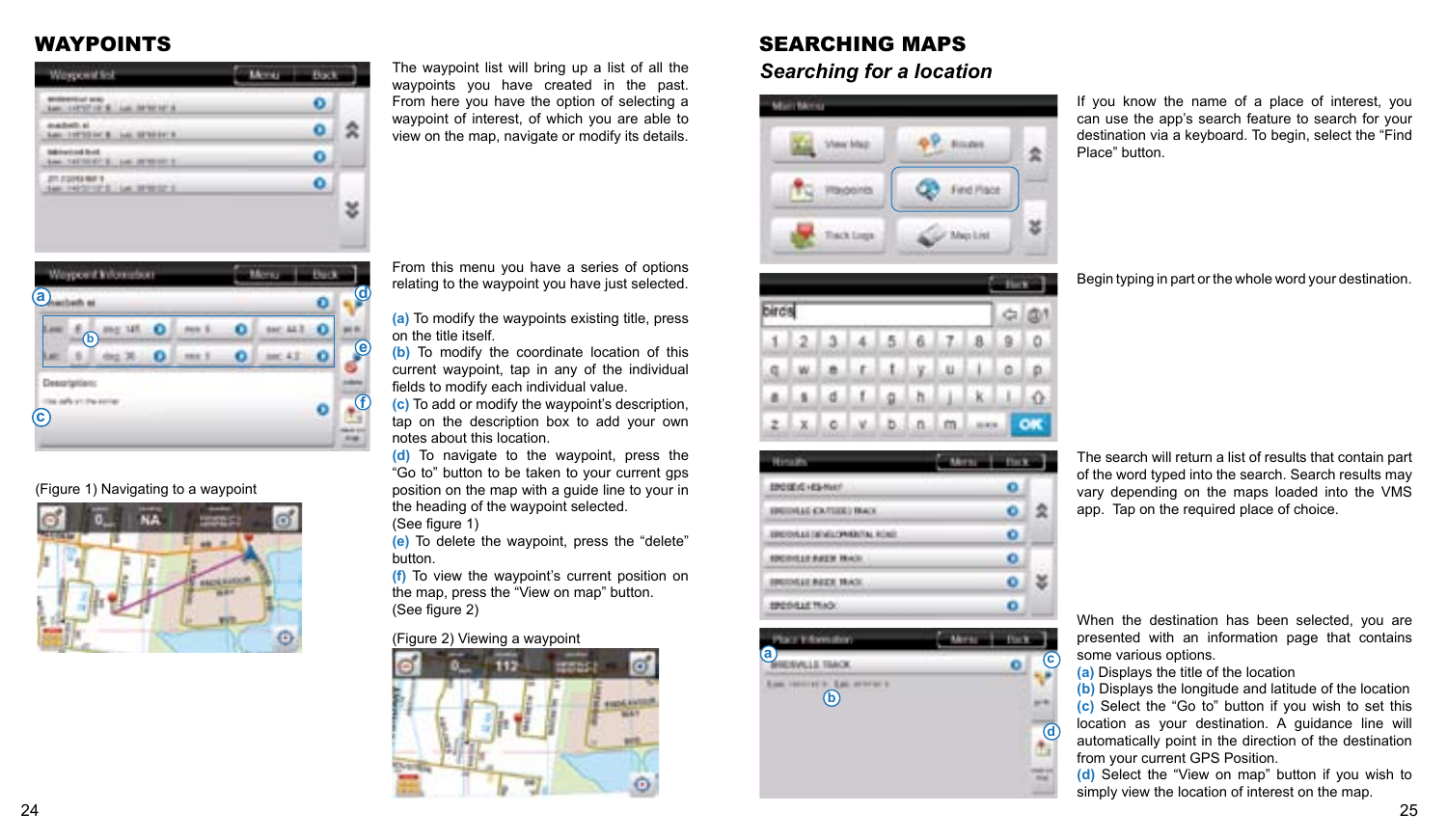# WAYPOINTS

The waypoint list will bring up a list of all the waypoints you have created in the past. From here you have the option of selecting a waypoint of interest, of which you are able to view on the map, navigate or modify its details.

From this menu you have a series of options relating to the waypoint you have just selected.

**(a)** To modify the waypoints existing title, press on the title itself.
**(b)** To modify the coordinate location of this current waypoint, tap in any of the individual fields to modify each individual value.
**(c)** To add or modify the waypoint's description, tap on the description box to add your own notes about this location.
**(d)** To navigate to the waypoint, press the "Go to" button to be taken to your current gps position on the map with a guide line to your in the heading of the waypoint selected. (See figure 1)
**(e)** To delete the waypoint, press the "delete" button.
**(f)** To view the waypoint's current position on the map, press the "View on map" button. (See figure 2)

(Figure 1) Navigating to a waypoint

(Figure 2) Viewing a waypoint

# SEARCHING MAPS

## *Searching for a location*

If you know the name of a place of interest, you can use the app's search feature to search for your destination via a keyboard. To begin, select the "Find Place" button.

Begin typing in part or the whole word your destination.

The search will return a list of results that contain part of the word typed into the search. Search results may vary depending on the maps loaded into the VMS app. Tap on the required place of choice.

When the destination has been selected, you are presented with an information page that contains some various options.
**(a)** Displays the title of the location
**(b)** Displays the longitude and latitude of the location
**(c)** Select the "Go to" button if you wish to set this location as your destination. A guidance line will automatically point in the direction of the destination from your current GPS Position.
**(d)** Select the "View on map" button if you wish to simply view the location of interest on the map.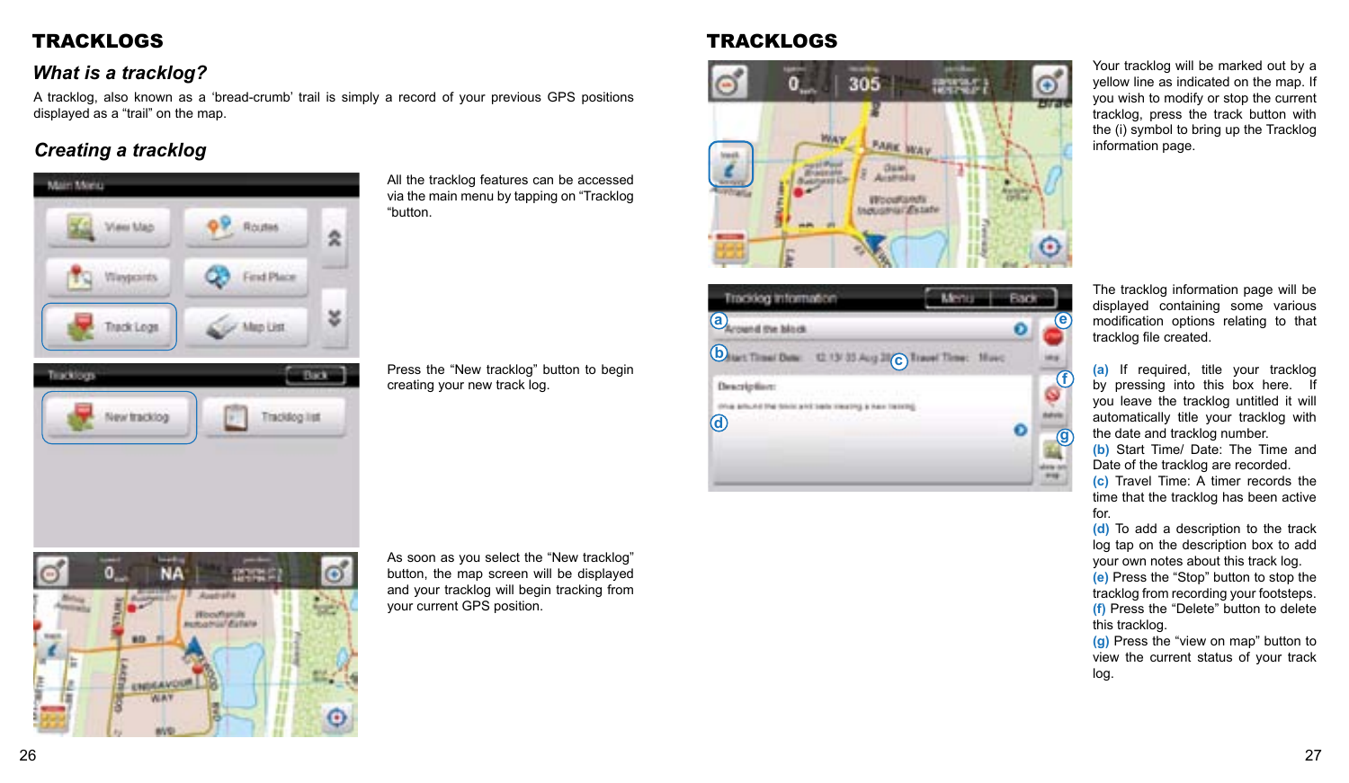# TRACKLOGS

## *What is a tracklog?*

A tracklog, also known as a 'bread-crumb' trail is simply a record of your previous GPS positions displayed as a "trail" on the map.

## *Creating a tracklog*

All the tracklog features can be accessed via the main menu by tapping on "Tracklog "button.

Press the "New tracklog" button to begin creating your new track log.

As soon as you select the "New tracklog" button, the map screen will be displayed and your tracklog will begin tracking from your current GPS position.

# TRACKLOGS

Your tracklog will be marked out by a yellow line as indicated on the map. If you wish to modify or stop the current tracklog, press the track button with the (i) symbol to bring up the Tracklog information page.

The tracklog information page will be displayed containing some various modification options relating to that tracklog file created.

**(a)** If required, title your tracklog by pressing into this box here. If you leave the tracklog untitled it will automatically title your tracklog with the date and tracklog number.
**(b)** Start Time/ Date: The Time and Date of the tracklog are recorded.
**(c)** Travel Time: A timer records the time that the tracklog has been active for.
**(d)** To add a description to the track log tap on the description box to add your own notes about this track log.
**(e)** Press the "Stop" button to stop the tracklog from recording your footsteps.
**(f)** Press the "Delete" button to delete this tracklog.
**(g)** Press the "view on map" button to view the current status of your track log.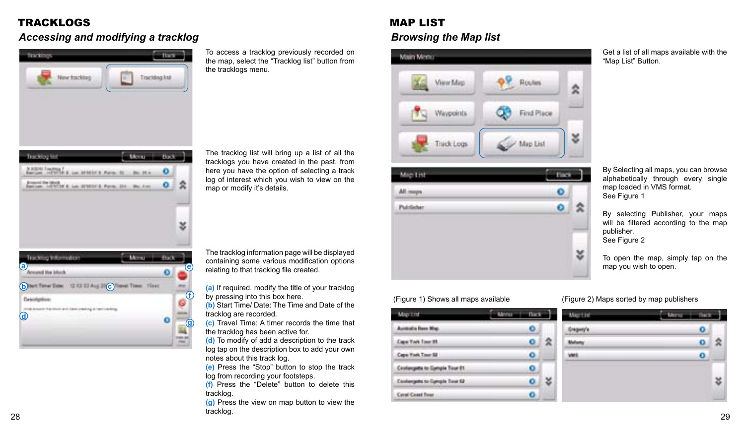# TRACKLOGS

## *Accessing and modifying a tracklog*

To access a tracklog previously recorded on the map, select the "Tracklog list" button from the tracklogs menu.

The tracklog list will bring up a list of all the tracklogs you have created in the past, from here you have the option of selecting a track log of interest which you wish to view on the map or modify it's details.

The tracklog information page will be displayed containing some various modification options relating to that tracklog file created.

**(a)** If required, modify the title of your tracklog by pressing into this box here.
**(b)** Start Time/ Date: The Time and Date of the tracklog are recorded.
**(c)** Travel Time: A timer records the time that the tracklog has been active for.
**(d)** To modify of add a description to the track log tap on the description box to add your own notes about this track log.
**(e)** Press the "Stop" button to stop the track log from recording your footsteps.
**(f)** Press the "Delete" button to delete this tracklog.
**(g)** Press the view on map button to view the tracklog.

# MAP LIST

## *Browsing the Map list*

Get a list of all maps available with the "Map List" Button.

By Selecting all maps, you can browse alphabetically through every single map loaded in VMS format.
See Figure 1

By selecting Publisher, your maps will be filtered according to the map publisher.
See Figure 2

To open the map, simply tap on the map you wish to open.

(Figure 1) Shows all maps available

(Figure 2) Maps sorted by map publishers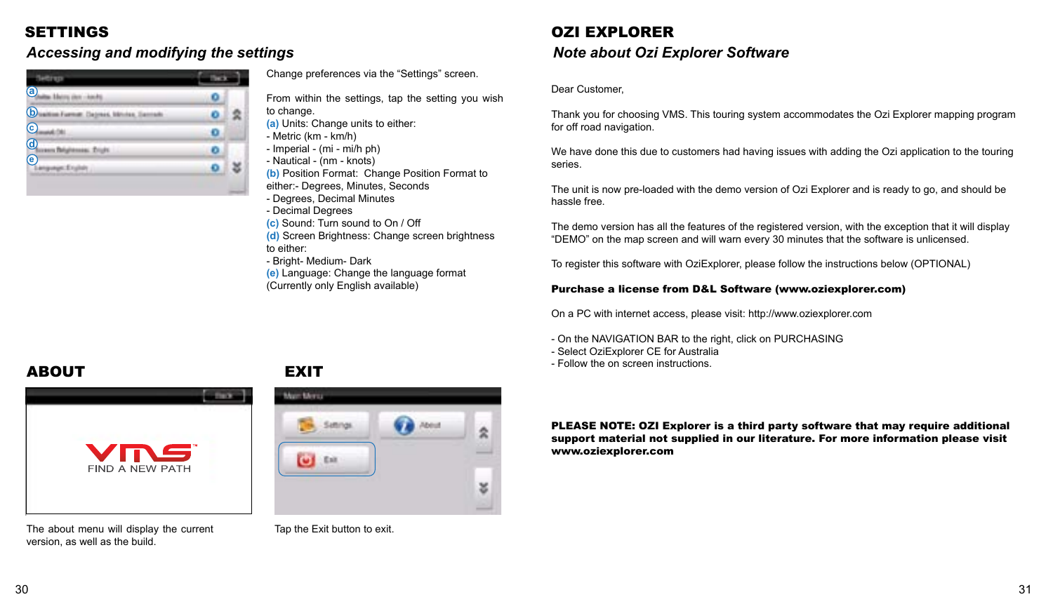# SETTINGS

## *Accessing and modifying the settings*

Change preferences via the "Settings" screen.

From within the settings, tap the setting you wish to change.

**(a)** Units: Change units to either:
- Metric (km - km/h)
- Imperial - (mi - mi/h ph)
- Nautical - (nm - knots)

**(b)** Position Format: Change Position Format to either:- Degrees, Minutes, Seconds
- Degrees, Decimal Minutes
- Decimal Degrees

**(c)** Sound: Turn sound to On / Off

**(d)** Screen Brightness: Change screen brightness to either:
- Bright- Medium- Dark

**(e)** Language: Change the language format (Currently only English available)

# ABOUT

The about menu will display the current version, as well as the build.

# EXIT

Tap the Exit button to exit.

# OZI EXPLORER

## *Note about Ozi Explorer Software*

Dear Customer,

Thank you for choosing VMS. This touring system accommodates the Ozi Explorer mapping program for off road navigation.

We have done this due to customers had having issues with adding the Ozi application to the touring series.

The unit is now pre-loaded with the demo version of Ozi Explorer and is ready to go, and should be hassle free.

The demo version has all the features of the registered version, with the exception that it will display "DEMO" on the map screen and will warn every 30 minutes that the software is unlicensed.

To register this software with OziExplorer, please follow the instructions below (OPTIONAL)

**Purchase a license from D&L Software (www.oziexplorer.com)**

On a PC with internet access, please visit: http://www.oziexplorer.com

- On the NAVIGATION BAR to the right, click on PURCHASING
- Select OziExplorer CE for Australia
- Follow the on screen instructions.

**PLEASE NOTE: OZI Explorer is a third party software that may require additional support material not supplied in our literature. For more information please visit www.oziexplorer.com**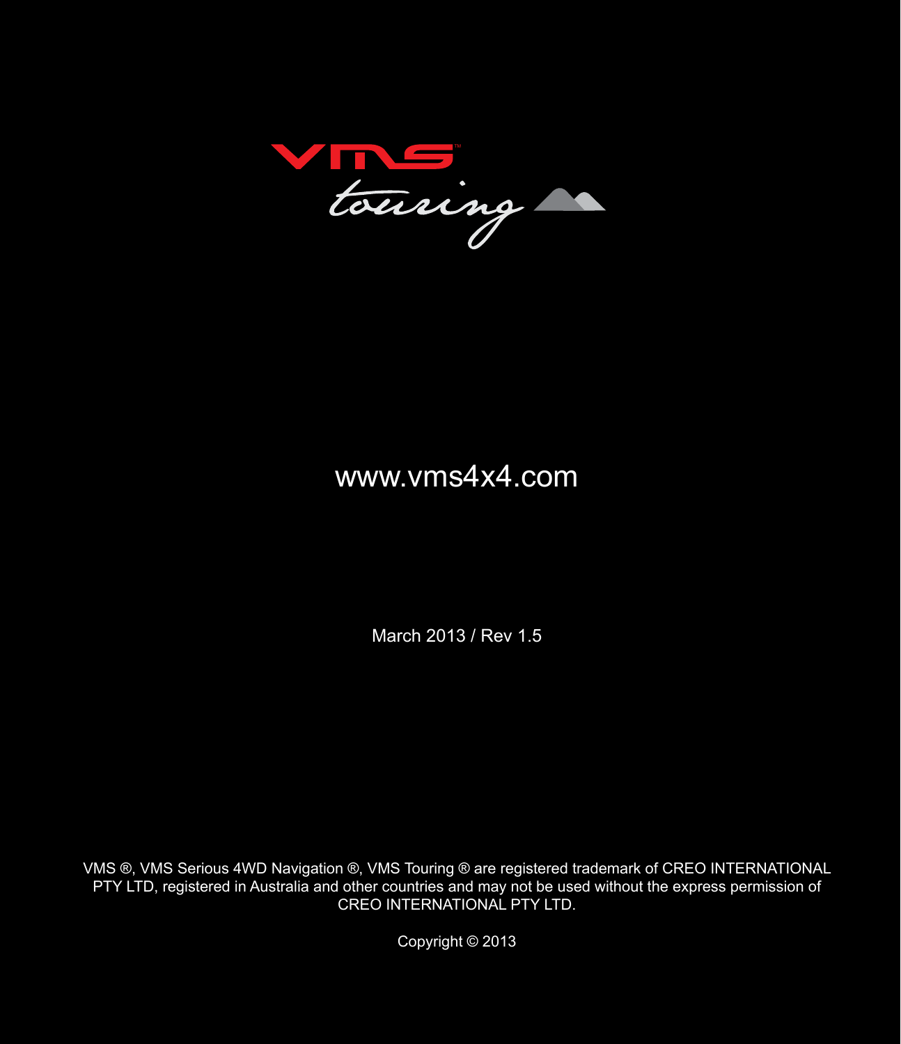VMS™ touring

www.vms4x4.com

March 2013 / Rev 1.5

VMS ®, VMS Serious 4WD Navigation ®, VMS Touring ® are registered trademark of CREO INTERNATIONAL PTY LTD, registered in Australia and other countries and may not be used without the express permission of CREO INTERNATIONAL PTY LTD.

Copyright © 2013